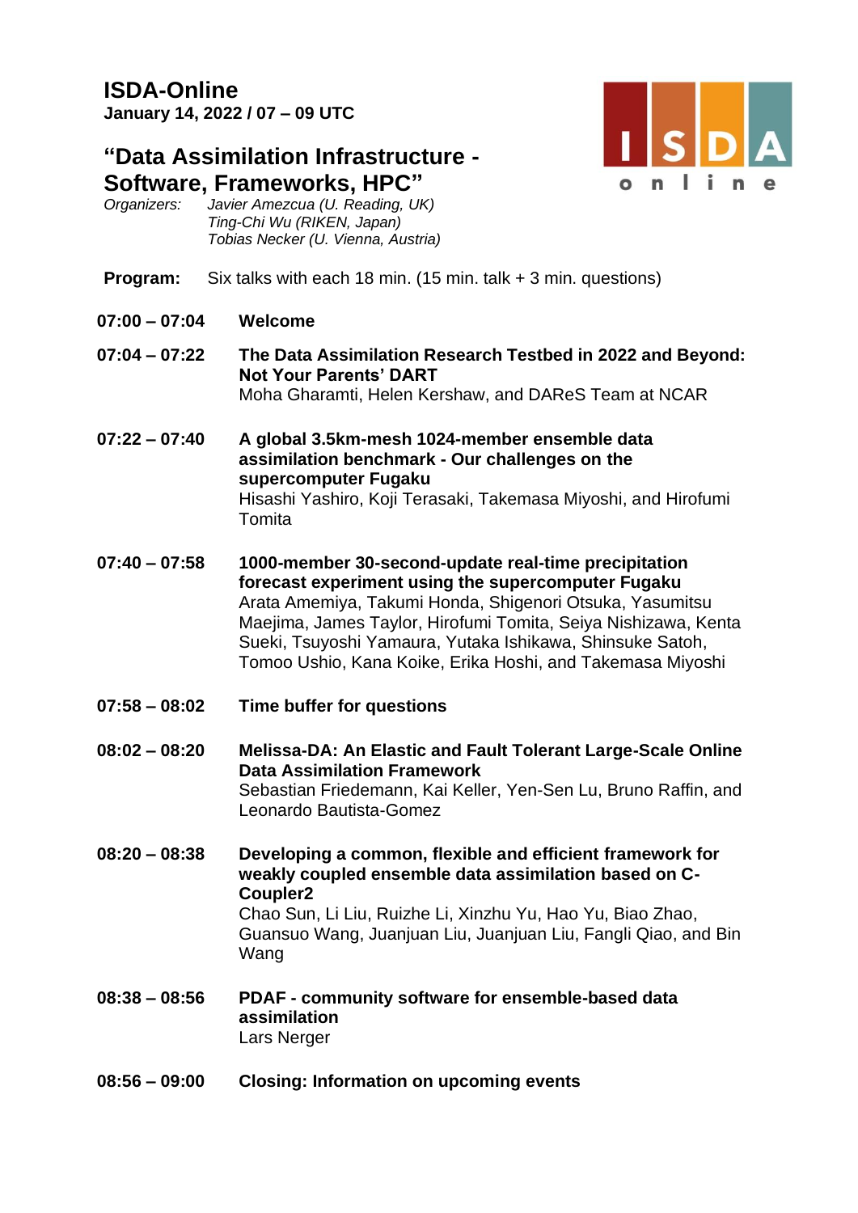# ISDA-Online

**January 14, 2022 / 07 – 09 UTC**

## "Data Assimilation Infrastructure - Software, Frameworks, HPC"

*Organizers:* *Javier Amezcua (U. Reading, UK)*
*Ting-Chi Wu (RIKEN, Japan)*
*Tobias Necker (U. Vienna, Austria)*

**Program:** Six talks with each 18 min. (15 min. talk + 3 min. questions)

**07:00 – 07:04** **Welcome**

**07:04 – 07:22** **The Data Assimilation Research Testbed in 2022 and Beyond: Not Your Parents' DART**
Moha Gharamti, Helen Kershaw, and DAReS Team at NCAR

**07:22 – 07:40** **A global 3.5km-mesh 1024-member ensemble data assimilation benchmark - Our challenges on the supercomputer Fugaku**
Hisashi Yashiro, Koji Terasaki, Takemasa Miyoshi, and Hirofumi Tomita

**07:40 – 07:58** **1000-member 30-second-update real-time precipitation forecast experiment using the supercomputer Fugaku**
Arata Amemiya, Takumi Honda, Shigenori Otsuka, Yasumitsu Maejima, James Taylor, Hirofumi Tomita, Seiya Nishizawa, Kenta Sueki, Tsuyoshi Yamaura, Yutaka Ishikawa, Shinsuke Satoh, Tomoo Ushio, Kana Koike, Erika Hoshi, and Takemasa Miyoshi

**07:58 – 08:02** **Time buffer for questions**

**08:02 – 08:20** **Melissa-DA: An Elastic and Fault Tolerant Large-Scale Online Data Assimilation Framework**
Sebastian Friedemann, Kai Keller, Yen-Sen Lu, Bruno Raffin, and Leonardo Bautista-Gomez

**08:20 – 08:38** **Developing a common, flexible and efficient framework for weakly coupled ensemble data assimilation based on C-Coupler2**
Chao Sun, Li Liu, Ruizhe Li, Xinzhu Yu, Hao Yu, Biao Zhao, Guansuo Wang, Juanjuan Liu, Juanjuan Liu, Fangli Qiao, and Bin Wang

**08:38 – 08:56** **PDAF - community software for ensemble-based data assimilation**
Lars Nerger

**08:56 – 09:00** **Closing: Information on upcoming events**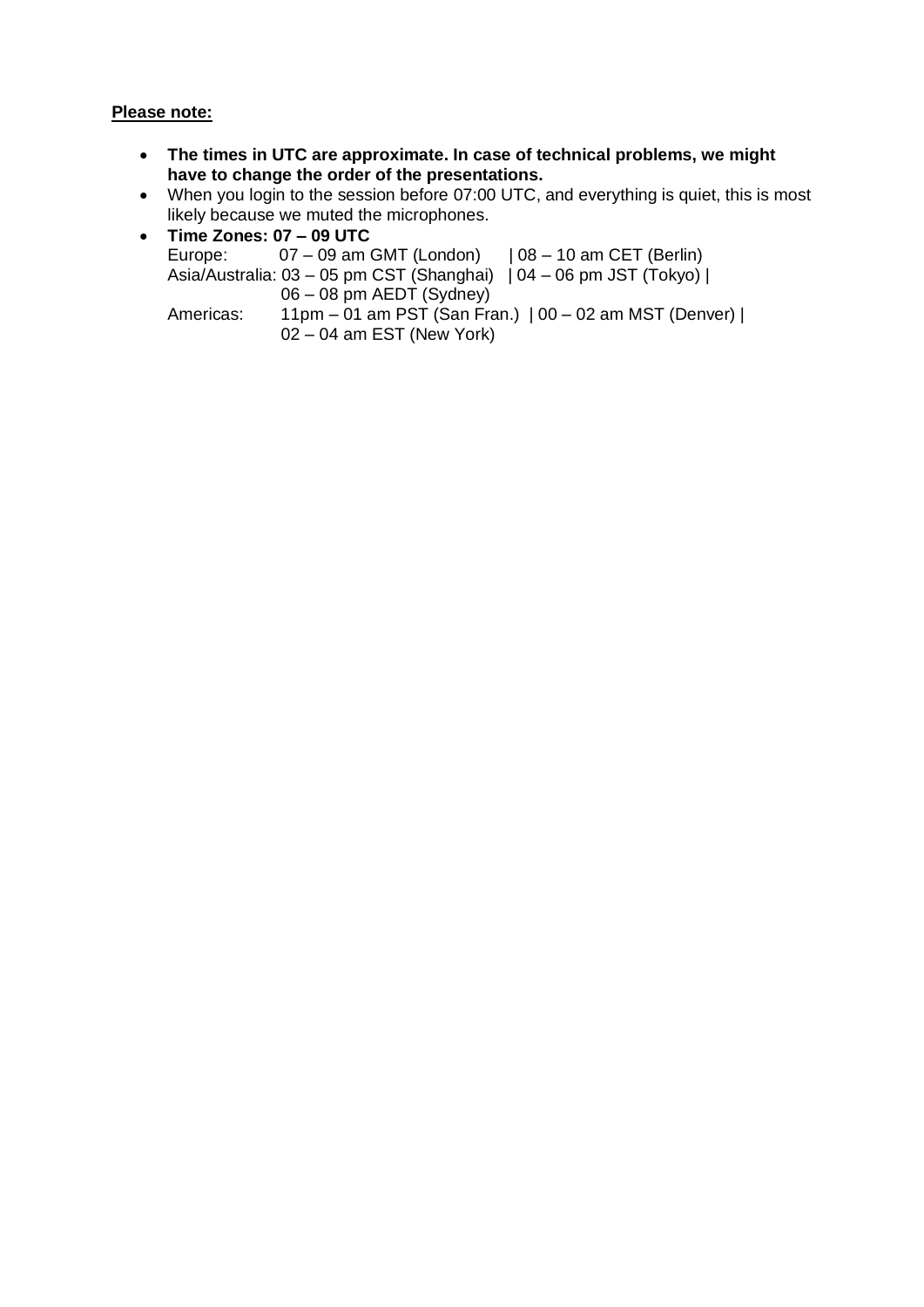<u>**Please note:**</u>

- **The times in UTC are approximate. In case of technical problems, we might have to change the order of the presentations.**
- When you login to the session before 07:00 UTC, and everything is quiet, this is most likely because we muted the microphones.
- **Time Zones: 07 – 09 UTC**
  Europe: 07 – 09 am GMT (London) | 08 – 10 am CET (Berlin)
  Asia/Australia: 03 – 05 pm CST (Shanghai) | 04 – 06 pm JST (Tokyo) |
  06 – 08 pm AEDT (Sydney)
  Americas: 11pm – 01 am PST (San Fran.) | 00 – 02 am MST (Denver) |
  02 – 04 am EST (New York)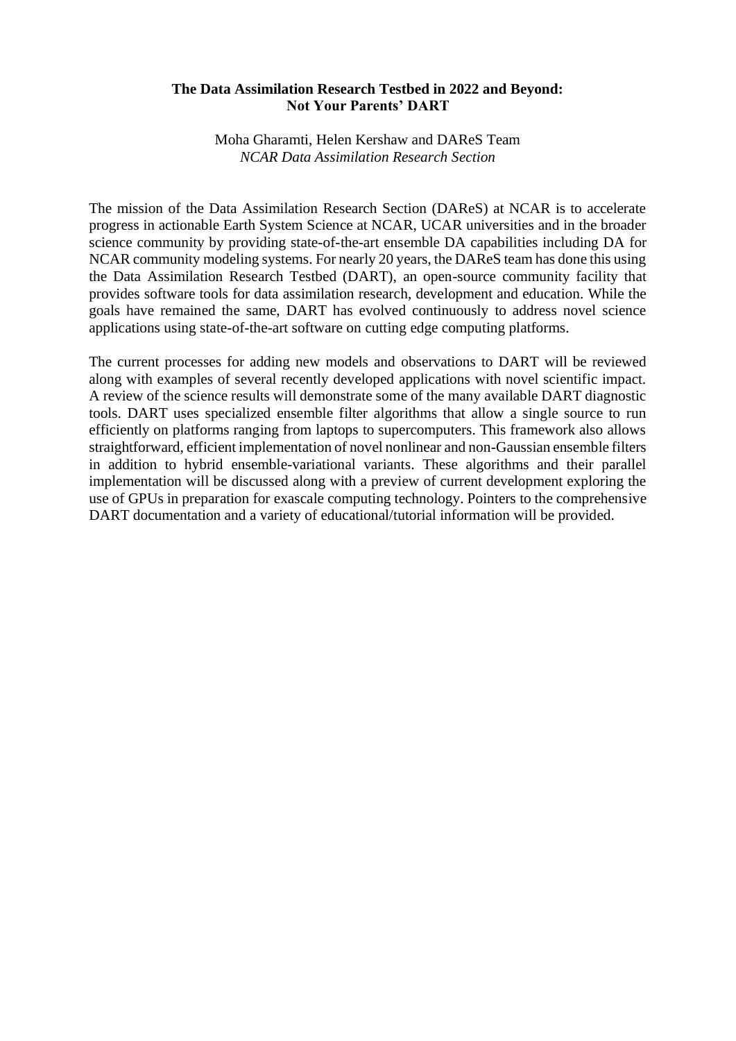**The Data Assimilation Research Testbed in 2022 and Beyond: Not Your Parents' DART**

Moha Gharamti, Helen Kershaw and DAReS Team
*NCAR Data Assimilation Research Section*

The mission of the Data Assimilation Research Section (DAReS) at NCAR is to accelerate progress in actionable Earth System Science at NCAR, UCAR universities and in the broader science community by providing state-of-the-art ensemble DA capabilities including DA for NCAR community modeling systems. For nearly 20 years, the DAReS team has done this using the Data Assimilation Research Testbed (DART), an open-source community facility that provides software tools for data assimilation research, development and education. While the goals have remained the same, DART has evolved continuously to address novel science applications using state-of-the-art software on cutting edge computing platforms.

The current processes for adding new models and observations to DART will be reviewed along with examples of several recently developed applications with novel scientific impact. A review of the science results will demonstrate some of the many available DART diagnostic tools. DART uses specialized ensemble filter algorithms that allow a single source to run efficiently on platforms ranging from laptops to supercomputers. This framework also allows straightforward, efficient implementation of novel nonlinear and non-Gaussian ensemble filters in addition to hybrid ensemble-variational variants. These algorithms and their parallel implementation will be discussed along with a preview of current development exploring the use of GPUs in preparation for exascale computing technology. Pointers to the comprehensive DART documentation and a variety of educational/tutorial information will be provided.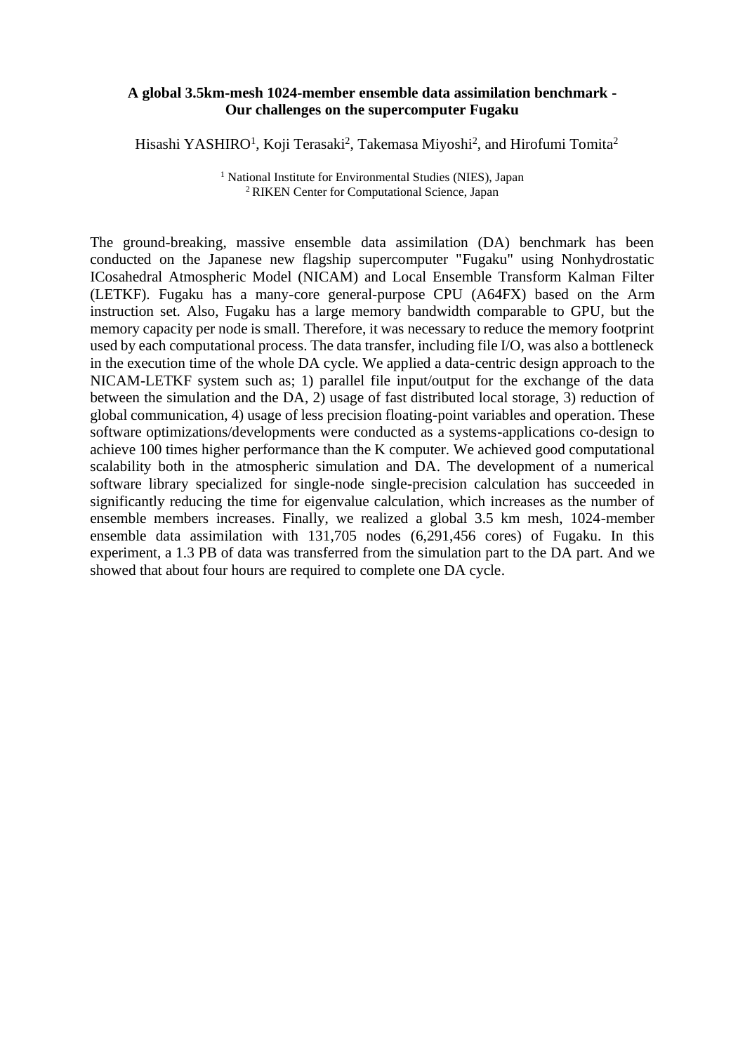**A global 3.5km-mesh 1024-member ensemble data assimilation benchmark - Our challenges on the supercomputer Fugaku**

Hisashi YASHIRO[1], Koji Terasaki[2], Takemasa Miyoshi[2], and Hirofumi Tomita[2]

[1] National Institute for Environmental Studies (NIES), Japan
[2] RIKEN Center for Computational Science, Japan

The ground-breaking, massive ensemble data assimilation (DA) benchmark has been conducted on the Japanese new flagship supercomputer "Fugaku" using Nonhydrostatic ICosahedral Atmospheric Model (NICAM) and Local Ensemble Transform Kalman Filter (LETKF). Fugaku has a many-core general-purpose CPU (A64FX) based on the Arm instruction set. Also, Fugaku has a large memory bandwidth comparable to GPU, but the memory capacity per node is small. Therefore, it was necessary to reduce the memory footprint used by each computational process. The data transfer, including file I/O, was also a bottleneck in the execution time of the whole DA cycle. We applied a data-centric design approach to the NICAM-LETKF system such as; 1) parallel file input/output for the exchange of the data between the simulation and the DA, 2) usage of fast distributed local storage, 3) reduction of global communication, 4) usage of less precision floating-point variables and operation. These software optimizations/developments were conducted as a systems-applications co-design to achieve 100 times higher performance than the K computer. We achieved good computational scalability both in the atmospheric simulation and DA. The development of a numerical software library specialized for single-node single-precision calculation has succeeded in significantly reducing the time for eigenvalue calculation, which increases as the number of ensemble members increases. Finally, we realized a global 3.5 km mesh, 1024-member ensemble data assimilation with 131,705 nodes (6,291,456 cores) of Fugaku. In this experiment, a 1.3 PB of data was transferred from the simulation part to the DA part. And we showed that about four hours are required to complete one DA cycle.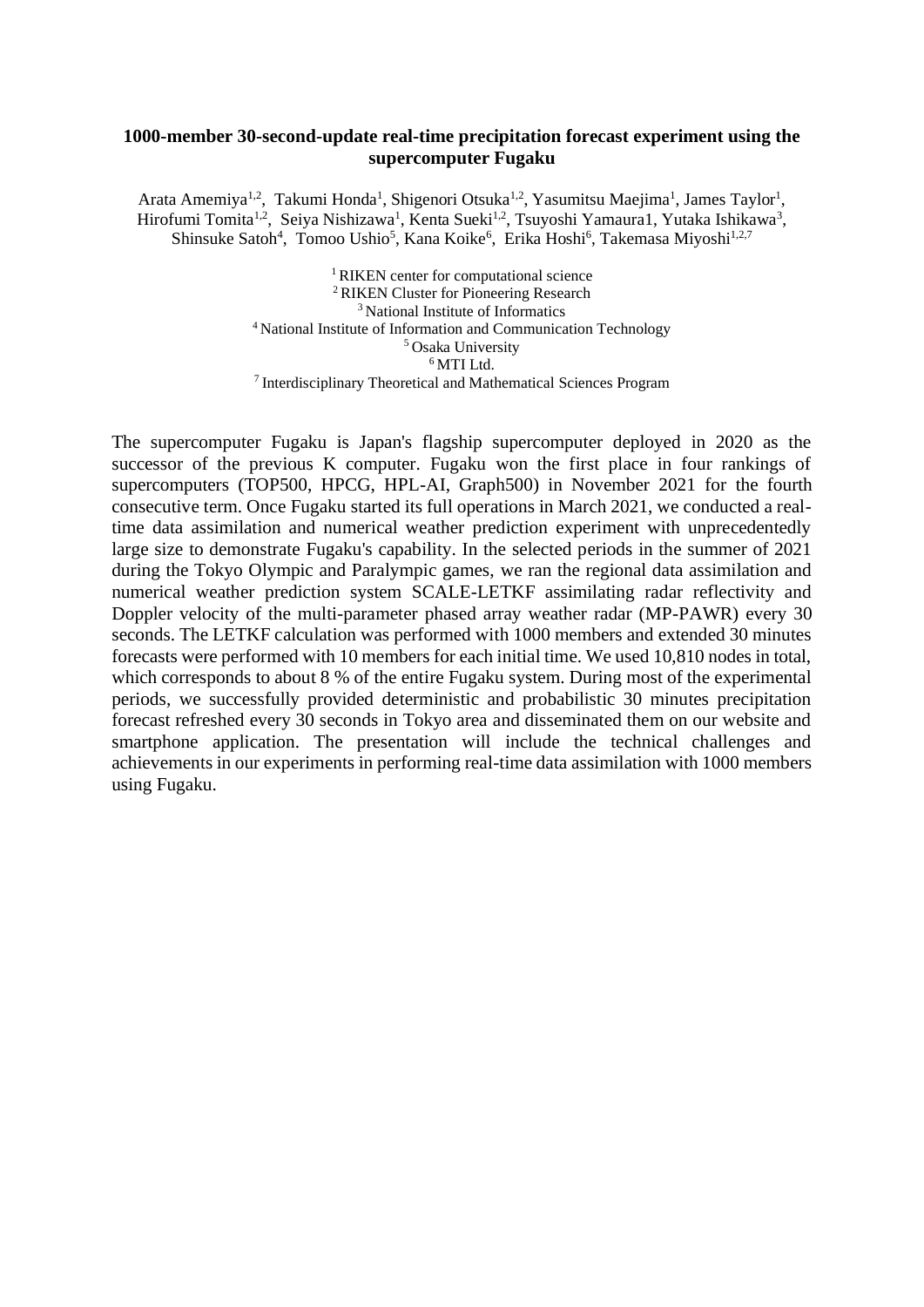**1000-member 30-second-update real-time precipitation forecast experiment using the supercomputer Fugaku**

Arata Amemiya[1,2], Takumi Honda[1], Shigenori Otsuka[1,2], Yasumitsu Maejima[1], James Taylor[1], Hirofumi Tomita[1,2], Seiya Nishizawa[1], Kenta Sueki[1,2], Tsuyoshi Yamaura1, Yutaka Ishikawa[3], Shinsuke Satoh[4], Tomoo Ushio[5], Kana Koike[6], Erika Hoshi[6], Takemasa Miyoshi[1,2,7]

[1] RIKEN center for computational science
[2] RIKEN Cluster for Pioneering Research
[3] National Institute of Informatics
[4] National Institute of Information and Communication Technology
[5] Osaka University
[6] MTI Ltd.
[7] Interdisciplinary Theoretical and Mathematical Sciences Program

The supercomputer Fugaku is Japan's flagship supercomputer deployed in 2020 as the successor of the previous K computer. Fugaku won the first place in four rankings of supercomputers (TOP500, HPCG, HPL-AI, Graph500) in November 2021 for the fourth consecutive term. Once Fugaku started its full operations in March 2021, we conducted a real-time data assimilation and numerical weather prediction experiment with unprecedentedly large size to demonstrate Fugaku's capability. In the selected periods in the summer of 2021 during the Tokyo Olympic and Paralympic games, we ran the regional data assimilation and numerical weather prediction system SCALE-LETKF assimilating radar reflectivity and Doppler velocity of the multi-parameter phased array weather radar (MP-PAWR) every 30 seconds. The LETKF calculation was performed with 1000 members and extended 30 minutes forecasts were performed with 10 members for each initial time. We used 10,810 nodes in total, which corresponds to about 8 % of the entire Fugaku system. During most of the experimental periods, we successfully provided deterministic and probabilistic 30 minutes precipitation forecast refreshed every 30 seconds in Tokyo area and disseminated them on our website and smartphone application. The presentation will include the technical challenges and achievements in our experiments in performing real-time data assimilation with 1000 members using Fugaku.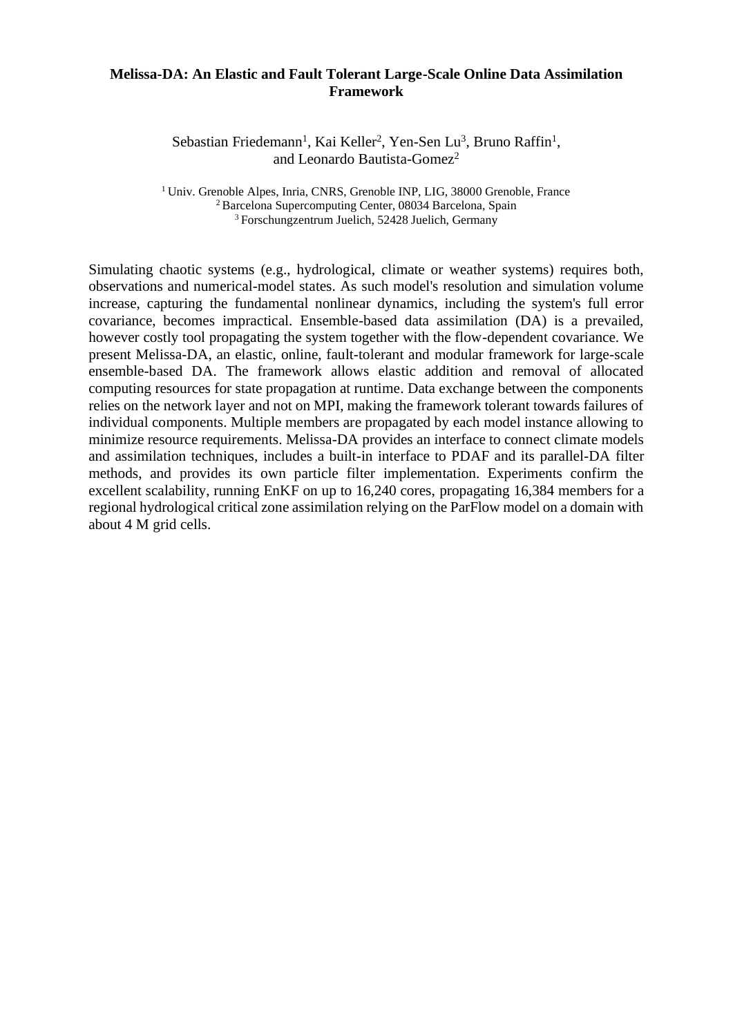**Melissa-DA: An Elastic and Fault Tolerant Large-Scale Online Data Assimilation Framework**

Sebastian Friedemann[1], Kai Keller[2], Yen-Sen Lu[3], Bruno Raffin[1], and Leonardo Bautista-Gomez[2]

[1] Univ. Grenoble Alpes, Inria, CNRS, Grenoble INP, LIG, 38000 Grenoble, France
[2] Barcelona Supercomputing Center, 08034 Barcelona, Spain
[3] Forschungzentrum Juelich, 52428 Juelich, Germany

Simulating chaotic systems (e.g., hydrological, climate or weather systems) requires both, observations and numerical-model states. As such model's resolution and simulation volume increase, capturing the fundamental nonlinear dynamics, including the system's full error covariance, becomes impractical. Ensemble-based data assimilation (DA) is a prevailed, however costly tool propagating the system together with the flow-dependent covariance. We present Melissa-DA, an elastic, online, fault-tolerant and modular framework for large-scale ensemble-based DA. The framework allows elastic addition and removal of allocated computing resources for state propagation at runtime. Data exchange between the components relies on the network layer and not on MPI, making the framework tolerant towards failures of individual components. Multiple members are propagated by each model instance allowing to minimize resource requirements. Melissa-DA provides an interface to connect climate models and assimilation techniques, includes a built-in interface to PDAF and its parallel-DA filter methods, and provides its own particle filter implementation. Experiments confirm the excellent scalability, running EnKF on up to 16,240 cores, propagating 16,384 members for a regional hydrological critical zone assimilation relying on the ParFlow model on a domain with about 4 M grid cells.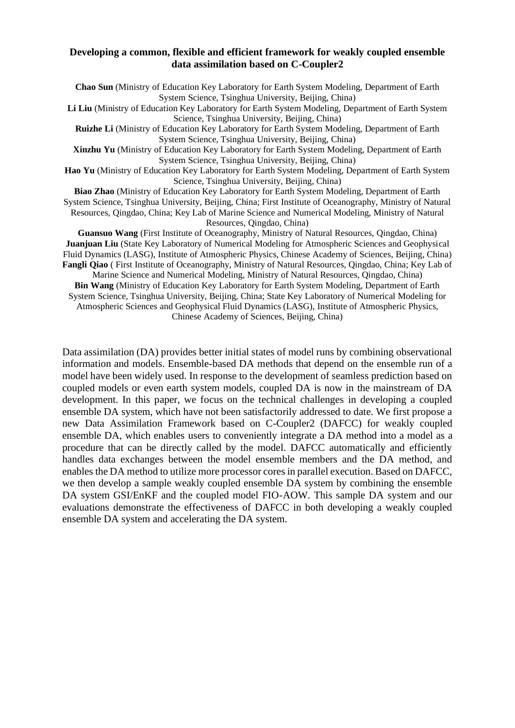### Developing a common, flexible and efficient framework for weakly coupled ensemble data assimilation based on C-Coupler2

**Chao Sun** (Ministry of Education Key Laboratory for Earth System Modeling, Department of Earth System Science, Tsinghua University, Beijing, China)
**Li Liu** (Ministry of Education Key Laboratory for Earth System Modeling, Department of Earth System Science, Tsinghua University, Beijing, China)
**Ruizhe Li** (Ministry of Education Key Laboratory for Earth System Modeling, Department of Earth System Science, Tsinghua University, Beijing, China)
**Xinzhu Yu** (Ministry of Education Key Laboratory for Earth System Modeling, Department of Earth System Science, Tsinghua University, Beijing, China)
**Hao Yu** (Ministry of Education Key Laboratory for Earth System Modeling, Department of Earth System Science, Tsinghua University, Beijing, China)
**Biao Zhao** (Ministry of Education Key Laboratory for Earth System Modeling, Department of Earth System Science, Tsinghua University, Beijing, China; First Institute of Oceanography, Ministry of Natural Resources, Qingdao, China; Key Lab of Marine Science and Numerical Modeling, Ministry of Natural Resources, Qingdao, China)
**Guansuo Wang** (First Institute of Oceanography, Ministry of Natural Resources, Qingdao, China)
**Juanjuan Liu** (State Key Laboratory of Numerical Modeling for Atmospheric Sciences and Geophysical Fluid Dynamics (LASG), Institute of Atmospheric Physics, Chinese Academy of Sciences, Beijing, China)
**Fangli Qiao** ( First Institute of Oceanography, Ministry of Natural Resources, Qingdao, China; Key Lab of Marine Science and Numerical Modeling, Ministry of Natural Resources, Qingdao, China)
**Bin Wang** (Ministry of Education Key Laboratory for Earth System Modeling, Department of Earth System Science, Tsinghua University, Beijing, China; State Key Laboratory of Numerical Modeling for Atmospheric Sciences and Geophysical Fluid Dynamics (LASG), Institute of Atmospheric Physics, Chinese Academy of Sciences, Beijing, China)

Data assimilation (DA) provides better initial states of model runs by combining observational information and models. Ensemble-based DA methods that depend on the ensemble run of a model have been widely used. In response to the development of seamless prediction based on coupled models or even earth system models, coupled DA is now in the mainstream of DA development. In this paper, we focus on the technical challenges in developing a coupled ensemble DA system, which have not been satisfactorily addressed to date. We first propose a new Data Assimilation Framework based on C-Coupler2 (DAFCC) for weakly coupled ensemble DA, which enables users to conveniently integrate a DA method into a model as a procedure that can be directly called by the model. DAFCC automatically and efficiently handles data exchanges between the model ensemble members and the DA method, and enables the DA method to utilize more processor cores in parallel execution. Based on DAFCC, we then develop a sample weakly coupled ensemble DA system by combining the ensemble DA system GSI/EnKF and the coupled model FIO-AOW. This sample DA system and our evaluations demonstrate the effectiveness of DAFCC in both developing a weakly coupled ensemble DA system and accelerating the DA system.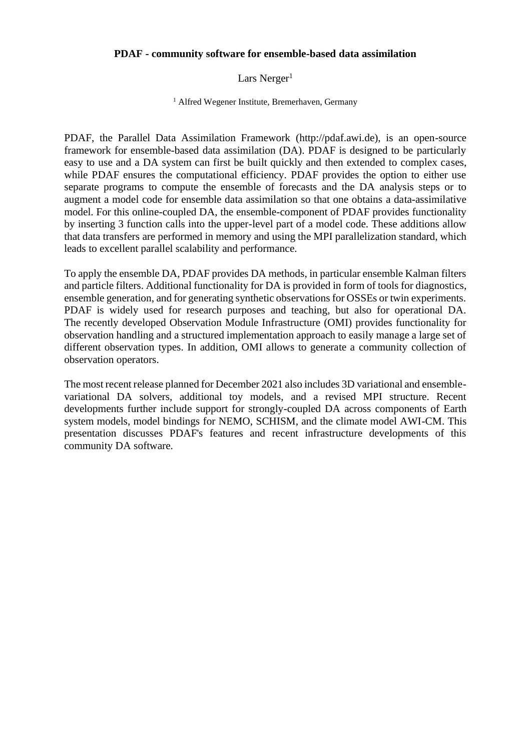**PDAF - community software for ensemble-based data assimilation**

Lars Nerger[1]

[1] Alfred Wegener Institute, Bremerhaven, Germany

PDAF, the Parallel Data Assimilation Framework (http://pdaf.awi.de), is an open-source framework for ensemble-based data assimilation (DA). PDAF is designed to be particularly easy to use and a DA system can first be built quickly and then extended to complex cases, while PDAF ensures the computational efficiency. PDAF provides the option to either use separate programs to compute the ensemble of forecasts and the DA analysis steps or to augment a model code for ensemble data assimilation so that one obtains a data-assimilative model. For this online-coupled DA, the ensemble-component of PDAF provides functionality by inserting 3 function calls into the upper-level part of a model code. These additions allow that data transfers are performed in memory and using the MPI parallelization standard, which leads to excellent parallel scalability and performance.

To apply the ensemble DA, PDAF provides DA methods, in particular ensemble Kalman filters and particle filters. Additional functionality for DA is provided in form of tools for diagnostics, ensemble generation, and for generating synthetic observations for OSSEs or twin experiments. PDAF is widely used for research purposes and teaching, but also for operational DA. The recently developed Observation Module Infrastructure (OMI) provides functionality for observation handling and a structured implementation approach to easily manage a large set of different observation types. In addition, OMI allows to generate a community collection of observation operators.

The most recent release planned for December 2021 also includes 3D variational and ensemble-variational DA solvers, additional toy models, and a revised MPI structure. Recent developments further include support for strongly-coupled DA across components of Earth system models, model bindings for NEMO, SCHISM, and the climate model AWI-CM. This presentation discusses PDAF's features and recent infrastructure developments of this community DA software.